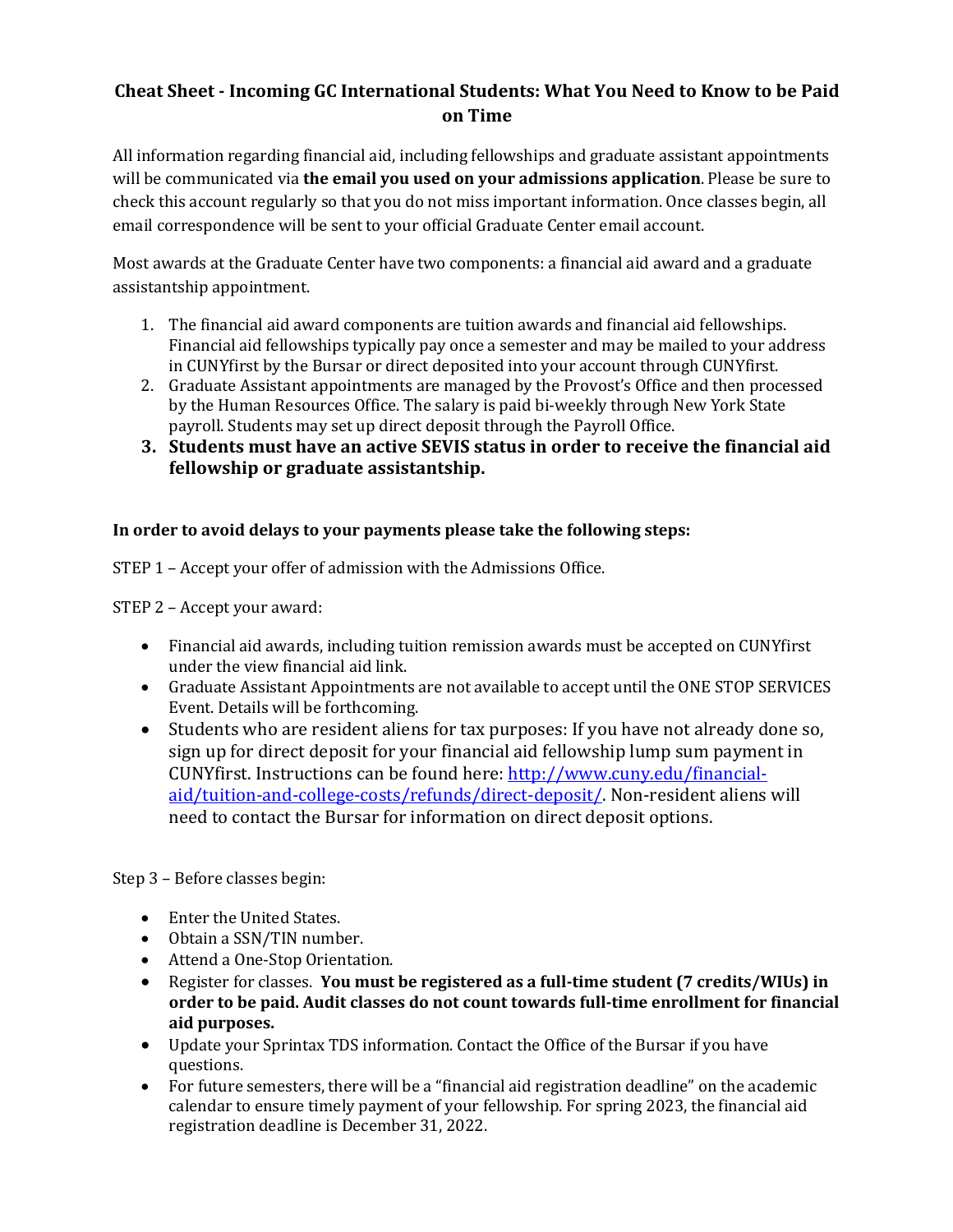# Cheat Sheet - Incoming GC International Students: What You Need to Know to be Paid on Time

All information regarding financial aid, including fellowships and graduate assistant appointments will be communicated via **the email you used on your admissions application**. Please be sure to check this account regularly so that you do not miss important information. Once classes begin, all email correspondence will be sent to your official Graduate Center email account.

Most awards at the Graduate Center have two components: a financial aid award and a graduate assistantship appointment.

1. The financial aid award components are tuition awards and financial aid fellowships. Financial aid fellowships typically pay once a semester and may be mailed to your address in CUNYfirst by the Bursar or direct deposited into your account through CUNYfirst.
2. Graduate Assistant appointments are managed by the Provost's Office and then processed by the Human Resources Office. The salary is paid bi-weekly through New York State payroll. Students may set up direct deposit through the Payroll Office.
3. **Students must have an active SEVIS status in order to receive the financial aid fellowship or graduate assistantship.**

**In order to avoid delays to your payments please take the following steps:**

STEP 1 – Accept your offer of admission with the Admissions Office.

STEP 2 – Accept your award:

- Financial aid awards, including tuition remission awards must be accepted on CUNYfirst under the view financial aid link.
- Graduate Assistant Appointments are not available to accept until the ONE STOP SERVICES Event. Details will be forthcoming.
- Students who are resident aliens for tax purposes: If you have not already done so, sign up for direct deposit for your financial aid fellowship lump sum payment in CUNYfirst. Instructions can be found here: [http://www.cuny.edu/financial-aid/tuition-and-college-costs/refunds/direct-deposit/](http://www.cuny.edu/financial-aid/tuition-and-college-costs/refunds/direct-deposit/). Non-resident aliens will need to contact the Bursar for information on direct deposit options.

Step 3 – Before classes begin:

- Enter the United States.
- Obtain a SSN/TIN number.
- Attend a One-Stop Orientation.
- Register for classes. **You must be registered as a full-time student (7 credits/WIUs) in order to be paid. Audit classes do not count towards full-time enrollment for financial aid purposes.**
- Update your Sprintax TDS information. Contact the Office of the Bursar if you have questions.
- For future semesters, there will be a "financial aid registration deadline" on the academic calendar to ensure timely payment of your fellowship. For spring 2023, the financial aid registration deadline is December 31, 2022.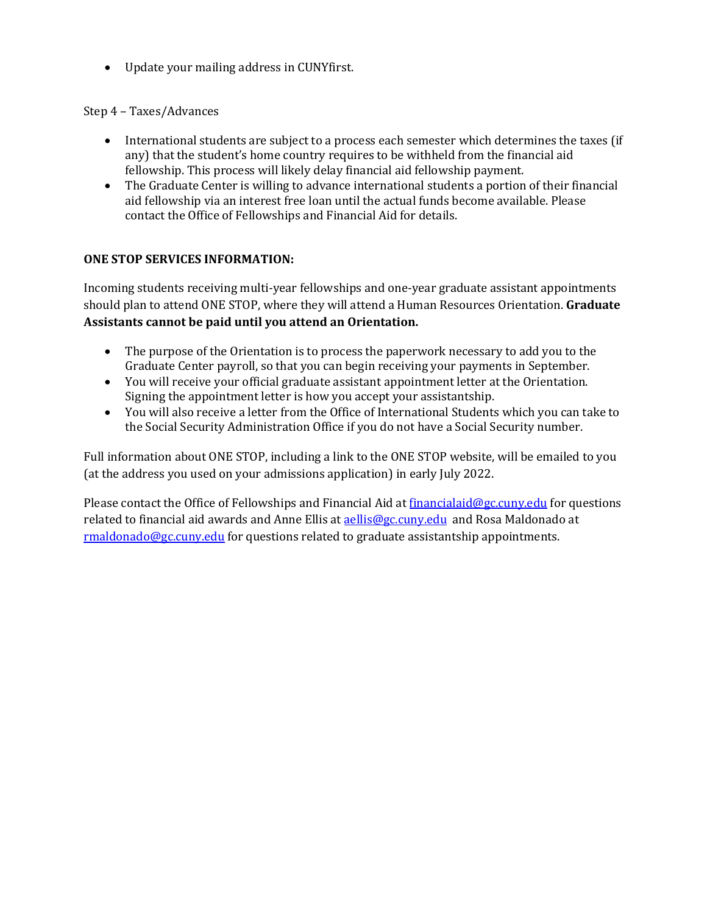- Update your mailing address in CUNYfirst.

Step 4 – Taxes/Advances

- International students are subject to a process each semester which determines the taxes (if any) that the student's home country requires to be withheld from the financial aid fellowship. This process will likely delay financial aid fellowship payment.
- The Graduate Center is willing to advance international students a portion of their financial aid fellowship via an interest free loan until the actual funds become available. Please contact the Office of Fellowships and Financial Aid for details.

**ONE STOP SERVICES INFORMATION:**

Incoming students receiving multi-year fellowships and one-year graduate assistant appointments should plan to attend ONE STOP, where they will attend a Human Resources Orientation. **Graduate Assistants cannot be paid until you attend an Orientation.**

- The purpose of the Orientation is to process the paperwork necessary to add you to the Graduate Center payroll, so that you can begin receiving your payments in September.
- You will receive your official graduate assistant appointment letter at the Orientation. Signing the appointment letter is how you accept your assistantship.
- You will also receive a letter from the Office of International Students which you can take to the Social Security Administration Office if you do not have a Social Security number.

Full information about ONE STOP, including a link to the ONE STOP website, will be emailed to you (at the address you used on your admissions application) in early July 2022.

Please contact the Office of Fellowships and Financial Aid at financialaid@gc.cuny.edu for questions related to financial aid awards and Anne Ellis at aellis@gc.cuny.edu and Rosa Maldonado at rmaldonado@gc.cuny.edu for questions related to graduate assistantship appointments.